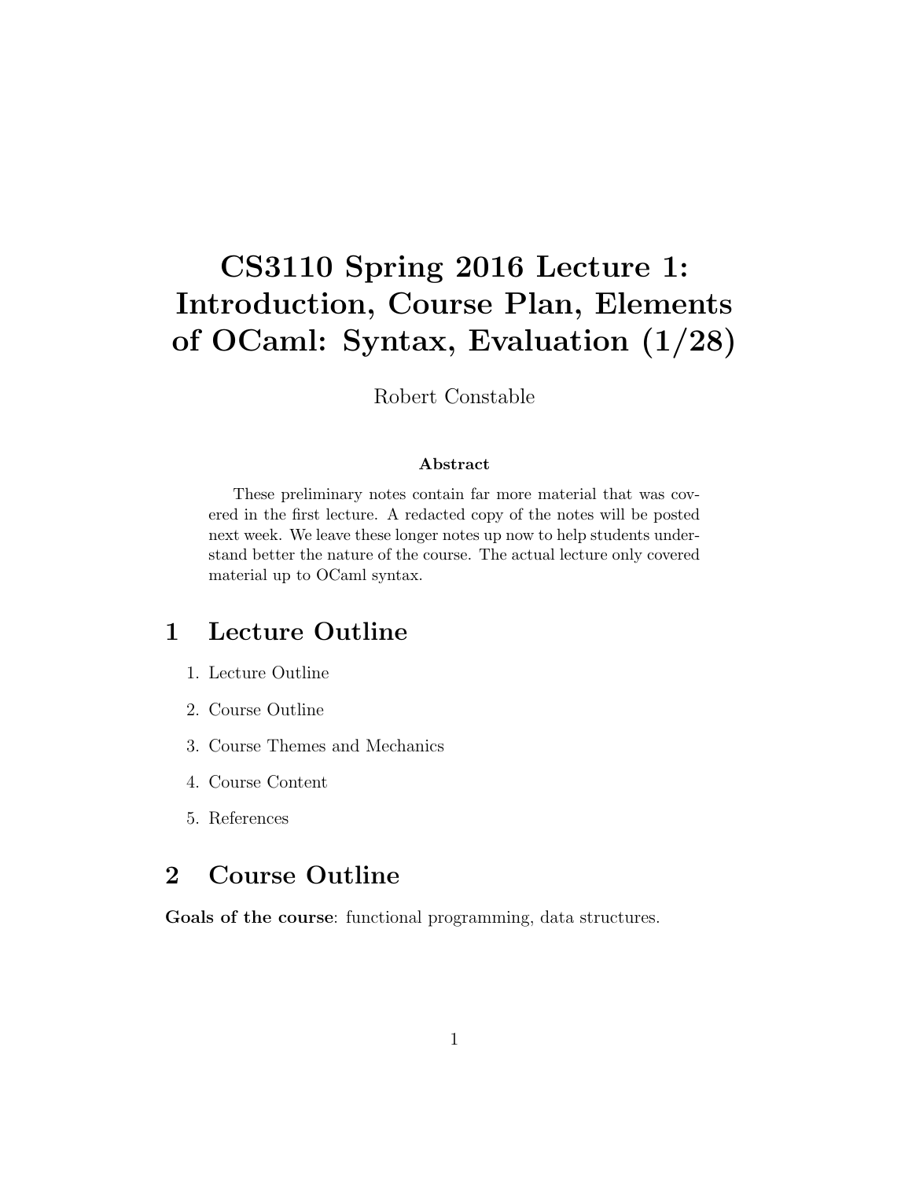# CS3110 Spring 2016 Lecture 1: Introduction, Course Plan, Elements of OCaml: Syntax, Evaluation (1/28)

Robert Constable

**Abstract**

These preliminary notes contain far more material that was covered in the first lecture. A redacted copy of the notes will be posted next week. We leave these longer notes up now to help students understand better the nature of the course. The actual lecture only covered material up to OCaml syntax.

## 1 Lecture Outline

1. Lecture Outline
2. Course Outline
3. Course Themes and Mechanics
4. Course Content
5. References

## 2 Course Outline

**Goals of the course**: functional programming, data structures.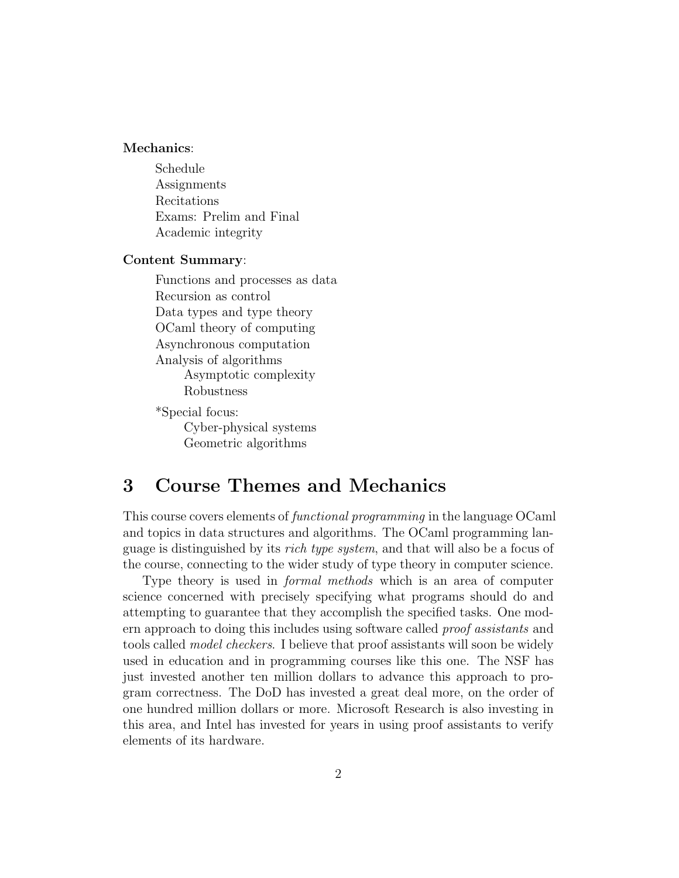**Mechanics**:

- Schedule
- Assignments
- Recitations
- Exams: Prelim and Final
- Academic integrity

**Content Summary**:

- Functions and processes as data
- Recursion as control
- Data types and type theory
- OCaml theory of computing
- Asynchronous computation
- Analysis of algorithms
    - Asymptotic complexity
    - Robustness

*Special focus:
- Cyber-physical systems
- Geometric algorithms

## 3 Course Themes and Mechanics

This course covers elements of *functional programming* in the language OCaml and topics in data structures and algorithms. The OCaml programming language is distinguished by its *rich type system*, and that will also be a focus of the course, connecting to the wider study of type theory in computer science.

Type theory is used in *formal methods* which is an area of computer science concerned with precisely specifying what programs should do and attempting to guarantee that they accomplish the specified tasks. One modern approach to doing this includes using software called *proof assistants* and tools called *model checkers*. I believe that proof assistants will soon be widely used in education and in programming courses like this one. The NSF has just invested another ten million dollars to advance this approach to program correctness. The DoD has invested a great deal more, on the order of one hundred million dollars or more. Microsoft Research is also investing in this area, and Intel has invested for years in using proof assistants to verify elements of its hardware.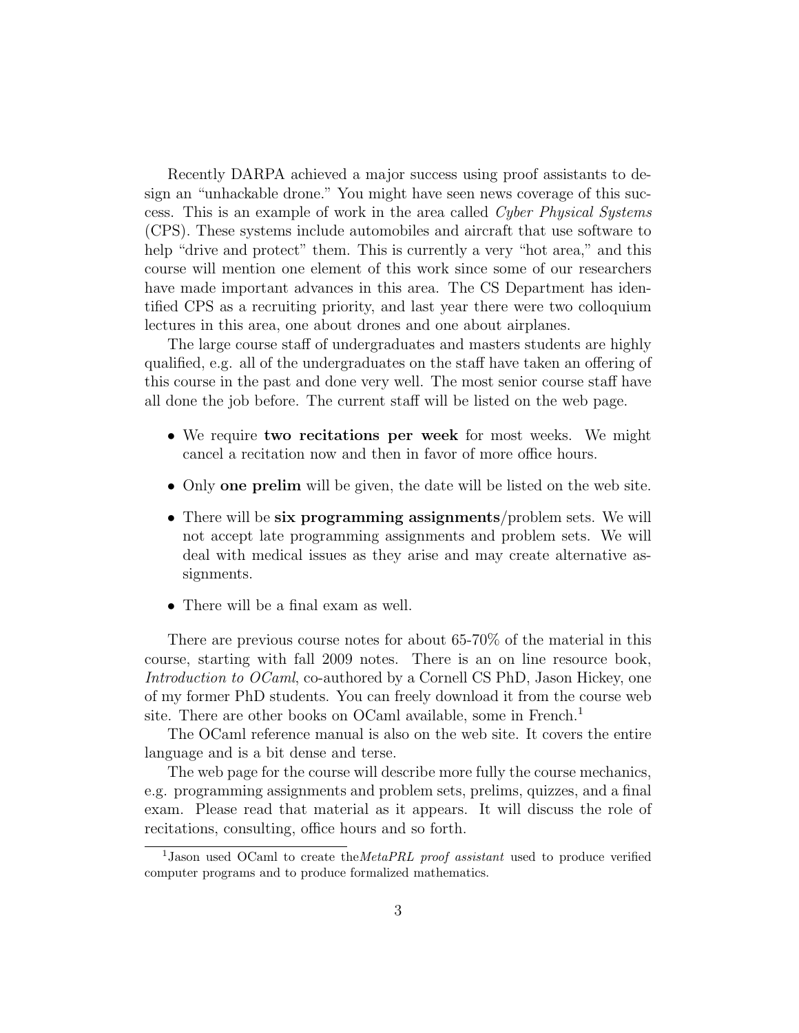Recently DARPA achieved a major success using proof assistants to design an "unhackable drone." You might have seen news coverage of this success. This is an example of work in the area called *Cyber Physical Systems* (CPS). These systems include automobiles and aircraft that use software to help "drive and protect" them. This is currently a very "hot area," and this course will mention one element of this work since some of our researchers have made important advances in this area. The CS Department has identified CPS as a recruiting priority, and last year there were two colloquium lectures in this area, one about drones and one about airplanes.

The large course staff of undergraduates and masters students are highly qualified, e.g. all of the undergraduates on the staff have taken an offering of this course in the past and done very well. The most senior course staff have all done the job before. The current staff will be listed on the web page.

- We require **two recitations per week** for most weeks. We might cancel a recitation now and then in favor of more office hours.
- Only **one prelim** will be given, the date will be listed on the web site.
- There will be **six programming assignments**/problem sets. We will not accept late programming assignments and problem sets. We will deal with medical issues as they arise and may create alternative assignments.
- There will be a final exam as well.

There are previous course notes for about 65-70% of the material in this course, starting with fall 2009 notes. There is an on line resource book, *Introduction to OCaml*, co-authored by a Cornell CS PhD, Jason Hickey, one of my former PhD students. You can freely download it from the course web site. There are other books on OCaml available, some in French.[1]

The OCaml reference manual is also on the web site. It covers the entire language and is a bit dense and terse.

The web page for the course will describe more fully the course mechanics, e.g. programming assignments and problem sets, prelims, quizzes, and a final exam. Please read that material as it appears. It will discuss the role of recitations, consulting, office hours and so forth.

[1] Jason used OCaml to create the *MetaPRL proof assistant* used to produce verified computer programs and to produce formalized mathematics.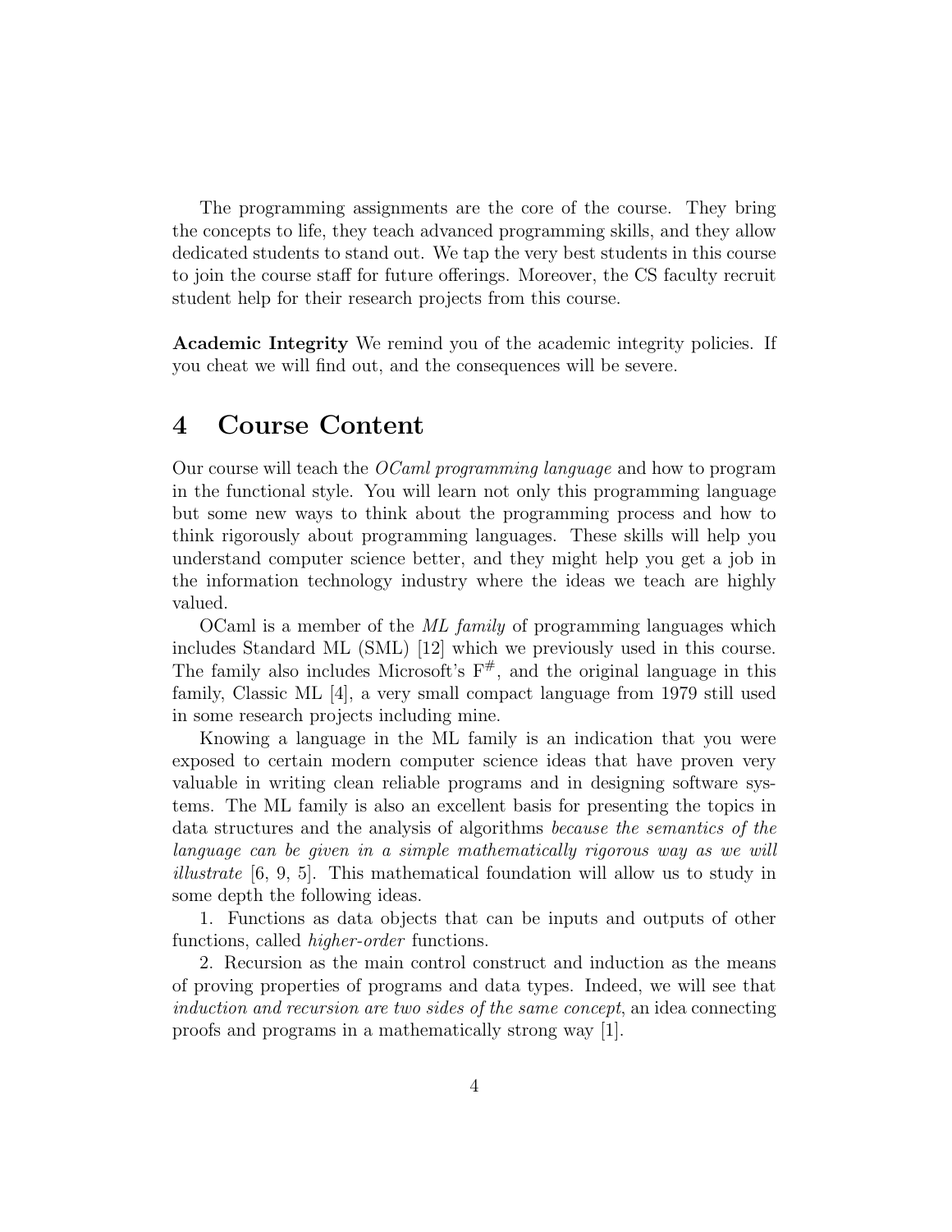The programming assignments are the core of the course. They bring the concepts to life, they teach advanced programming skills, and they allow dedicated students to stand out. We tap the very best students in this course to join the course staff for future offerings. Moreover, the CS faculty recruit student help for their research projects from this course.

**Academic Integrity** We remind you of the academic integrity policies. If you cheat we will find out, and the consequences will be severe.

# 4 Course Content

Our course will teach the *OCaml programming language* and how to program in the functional style. You will learn not only this programming language but some new ways to think about the programming process and how to think rigorously about programming languages. These skills will help you understand computer science better, and they might help you get a job in the information technology industry where the ideas we teach are highly valued.

OCaml is a member of the *ML family* of programming languages which includes Standard ML (SML) [12] which we previously used in this course. The family also includes Microsoft's $F^{\#}$, and the original language in this family, Classic ML [4], a very small compact language from 1979 still used in some research projects including mine.

Knowing a language in the ML family is an indication that you were exposed to certain modern computer science ideas that have proven very valuable in writing clean reliable programs and in designing software systems. The ML family is also an excellent basis for presenting the topics in data structures and the analysis of algorithms *because the semantics of the language can be given in a simple mathematically rigorous way as we will illustrate* [6, 9, 5]. This mathematical foundation will allow us to study in some depth the following ideas.

1. Functions as data objects that can be inputs and outputs of other functions, called *higher-order* functions.

2. Recursion as the main control construct and induction as the means of proving properties of programs and data types. Indeed, we will see that *induction and recursion are two sides of the same concept*, an idea connecting proofs and programs in a mathematically strong way [1].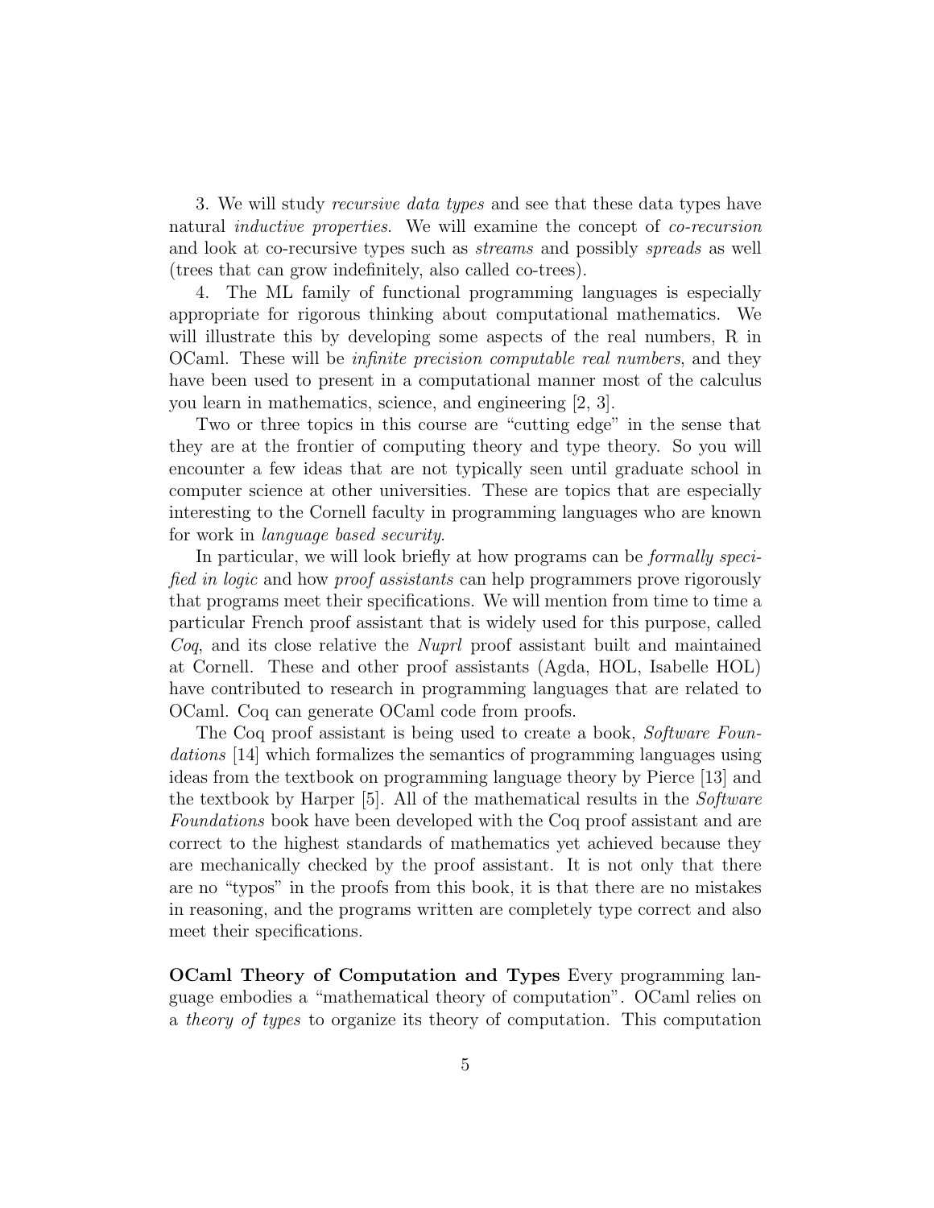3. We will study *recursive data types* and see that these data types have natural *inductive properties*. We will examine the concept of *co-recursion* and look at co-recursive types such as *streams* and possibly *spreads* as well (trees that can grow indefinitely, also called co-trees).

4. The ML family of functional programming languages is especially appropriate for rigorous thinking about computational mathematics. We will illustrate this by developing some aspects of the real numbers, R in OCaml. These will be *infinite precision computable real numbers*, and they have been used to present in a computational manner most of the calculus you learn in mathematics, science, and engineering [2, 3].

Two or three topics in this course are "cutting edge" in the sense that they are at the frontier of computing theory and type theory. So you will encounter a few ideas that are not typically seen until graduate school in computer science at other universities. These are topics that are especially interesting to the Cornell faculty in programming languages who are known for work in *language based security*.

In particular, we will look briefly at how programs can be *formally specified in logic* and how *proof assistants* can help programmers prove rigorously that programs meet their specifications. We will mention from time to time a particular French proof assistant that is widely used for this purpose, called *Coq*, and its close relative the *Nuprl* proof assistant built and maintained at Cornell. These and other proof assistants (Agda, HOL, Isabelle HOL) have contributed to research in programming languages that are related to OCaml. Coq can generate OCaml code from proofs.

The Coq proof assistant is being used to create a book, *Software Foundations* [14] which formalizes the semantics of programming languages using ideas from the textbook on programming language theory by Pierce [13] and the textbook by Harper [5]. All of the mathematical results in the *Software Foundations* book have been developed with the Coq proof assistant and are correct to the highest standards of mathematics yet achieved because they are mechanically checked by the proof assistant. It is not only that there are no "typos" in the proofs from this book, it is that there are no mistakes in reasoning, and the programs written are completely type correct and also meet their specifications.

**OCaml Theory of Computation and Types** Every programming language embodies a "mathematical theory of computation". OCaml relies on a *theory of types* to organize its theory of computation. This computation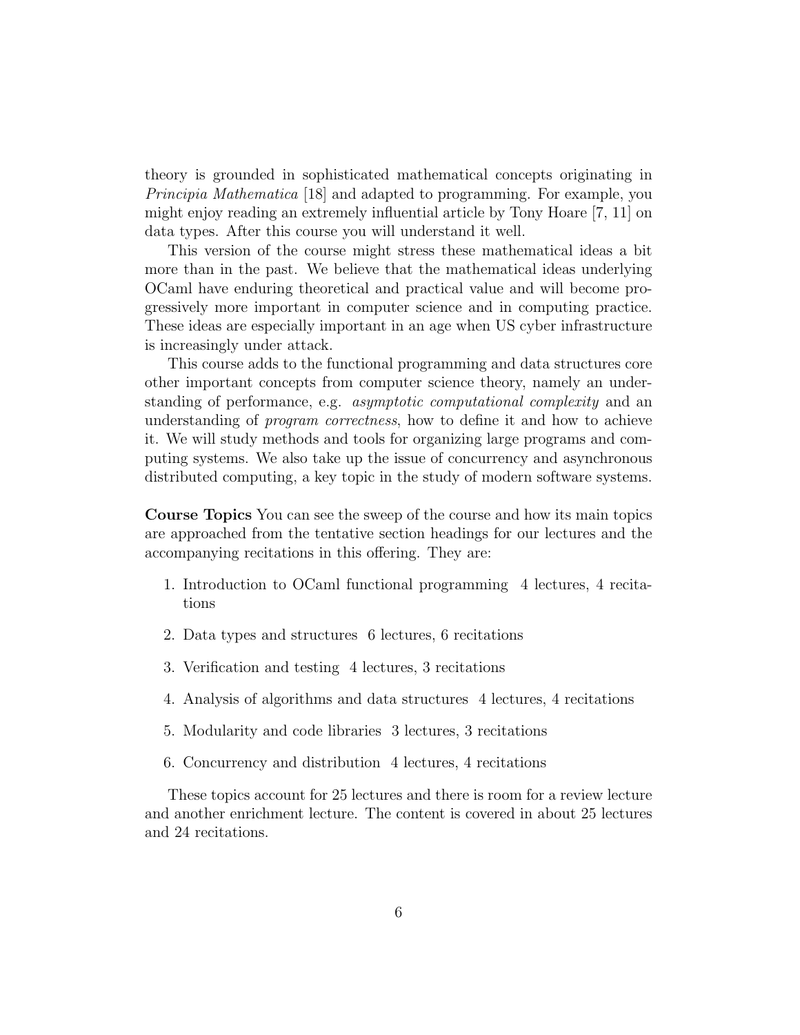theory is grounded in sophisticated mathematical concepts originating in *Principia Mathematica* [18] and adapted to programming. For example, you might enjoy reading an extremely influential article by Tony Hoare [7, 11] on data types. After this course you will understand it well.

This version of the course might stress these mathematical ideas a bit more than in the past. We believe that the mathematical ideas underlying OCaml have enduring theoretical and practical value and will become progressively more important in computer science and in computing practice. These ideas are especially important in an age when US cyber infrastructure is increasingly under attack.

This course adds to the functional programming and data structures core other important concepts from computer science theory, namely an understanding of performance, e.g. *asymptotic computational complexity* and an understanding of *program correctness*, how to define it and how to achieve it. We will study methods and tools for organizing large programs and computing systems. We also take up the issue of concurrency and asynchronous distributed computing, a key topic in the study of modern software systems.

**Course Topics** You can see the sweep of the course and how its main topics are approached from the tentative section headings for our lectures and the accompanying recitations in this offering. They are:

1. Introduction to OCaml functional programming 4 lectures, 4 recitations
2. Data types and structures 6 lectures, 6 recitations
3. Verification and testing 4 lectures, 3 recitations
4. Analysis of algorithms and data structures 4 lectures, 4 recitations
5. Modularity and code libraries 3 lectures, 3 recitations
6. Concurrency and distribution 4 lectures, 4 recitations

These topics account for 25 lectures and there is room for a review lecture and another enrichment lecture. The content is covered in about 25 lectures and 24 recitations.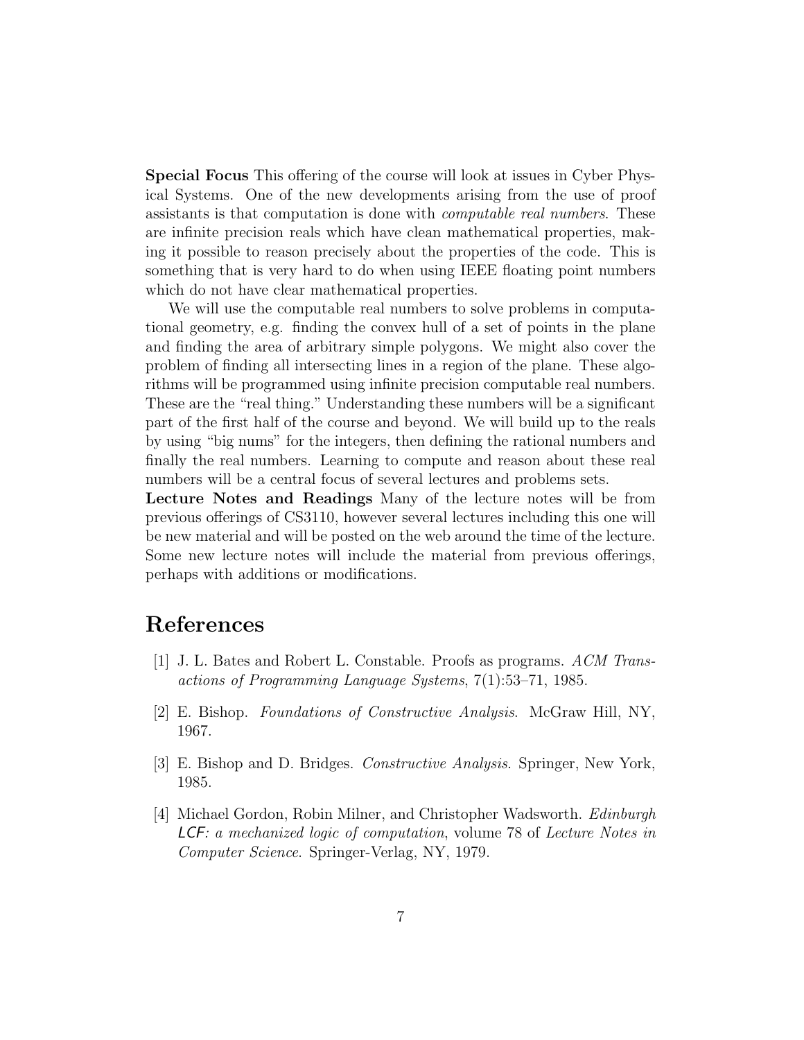**Special Focus** This offering of the course will look at issues in Cyber Physical Systems. One of the new developments arising from the use of proof assistants is that computation is done with *computable real numbers*. These are infinite precision reals which have clean mathematical properties, making it possible to reason precisely about the properties of the code. This is something that is very hard to do when using IEEE floating point numbers which do not have clear mathematical properties.

We will use the computable real numbers to solve problems in computational geometry, e.g. finding the convex hull of a set of points in the plane and finding the area of arbitrary simple polygons. We might also cover the problem of finding all intersecting lines in a region of the plane. These algorithms will be programmed using infinite precision computable real numbers. These are the "real thing." Understanding these numbers will be a significant part of the first half of the course and beyond. We will build up to the reals by using "big nums" for the integers, then defining the rational numbers and finally the real numbers. Learning to compute and reason about these real numbers will be a central focus of several lectures and problems sets.

**Lecture Notes and Readings** Many of the lecture notes will be from previous offerings of CS3110, however several lectures including this one will be new material and will be posted on the web around the time of the lecture. Some new lecture notes will include the material from previous offerings, perhaps with additions or modifications.

# References

[1] J. L. Bates and Robert L. Constable. Proofs as programs. *ACM Transactions of Programming Language Systems*, 7(1):53–71, 1985.

[2] E. Bishop. *Foundations of Constructive Analysis*. McGraw Hill, NY, 1967.

[3] E. Bishop and D. Bridges. *Constructive Analysis*. Springer, New York, 1985.

[4] Michael Gordon, Robin Milner, and Christopher Wadsworth. *Edinburgh LCF: a mechanized logic of computation*, volume 78 of *Lecture Notes in Computer Science*. Springer-Verlag, NY, 1979.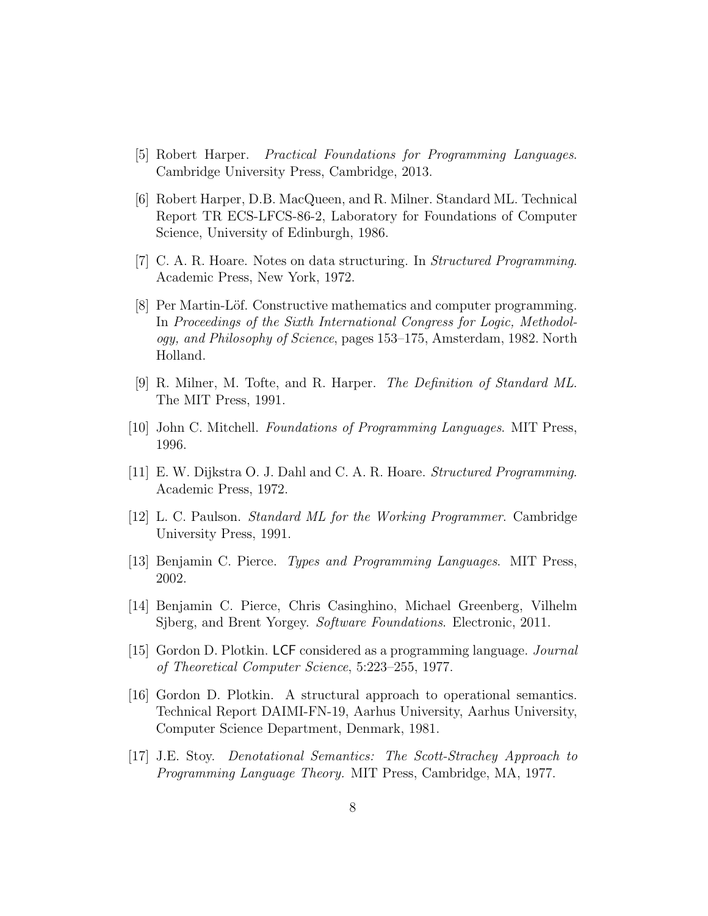[5] Robert Harper. *Practical Foundations for Programming Languages*. Cambridge University Press, Cambridge, 2013.

[6] Robert Harper, D.B. MacQueen, and R. Milner. Standard ML. Technical Report TR ECS-LFCS-86-2, Laboratory for Foundations of Computer Science, University of Edinburgh, 1986.

[7] C. A. R. Hoare. Notes on data structuring. In *Structured Programming*. Academic Press, New York, 1972.

[8] Per Martin-Löf. Constructive mathematics and computer programming. In *Proceedings of the Sixth International Congress for Logic, Methodology, and Philosophy of Science*, pages 153–175, Amsterdam, 1982. North Holland.

[9] R. Milner, M. Tofte, and R. Harper. *The Definition of Standard ML*. The MIT Press, 1991.

[10] John C. Mitchell. *Foundations of Programming Languages*. MIT Press, 1996.

[11] E. W. Dijkstra O. J. Dahl and C. A. R. Hoare. *Structured Programming*. Academic Press, 1972.

[12] L. C. Paulson. *Standard ML for the Working Programmer*. Cambridge University Press, 1991.

[13] Benjamin C. Pierce. *Types and Programming Languages*. MIT Press, 2002.

[14] Benjamin C. Pierce, Chris Casinghino, Michael Greenberg, Vilhelm Sjberg, and Brent Yorgey. *Software Foundations*. Electronic, 2011.

[15] Gordon D. Plotkin. LCF considered as a programming language. *Journal of Theoretical Computer Science*, 5:223–255, 1977.

[16] Gordon D. Plotkin. A structural approach to operational semantics. Technical Report DAIMI-FN-19, Aarhus University, Aarhus University, Computer Science Department, Denmark, 1981.

[17] J.E. Stoy. *Denotational Semantics: The Scott-Strachey Approach to Programming Language Theory.* MIT Press, Cambridge, MA, 1977.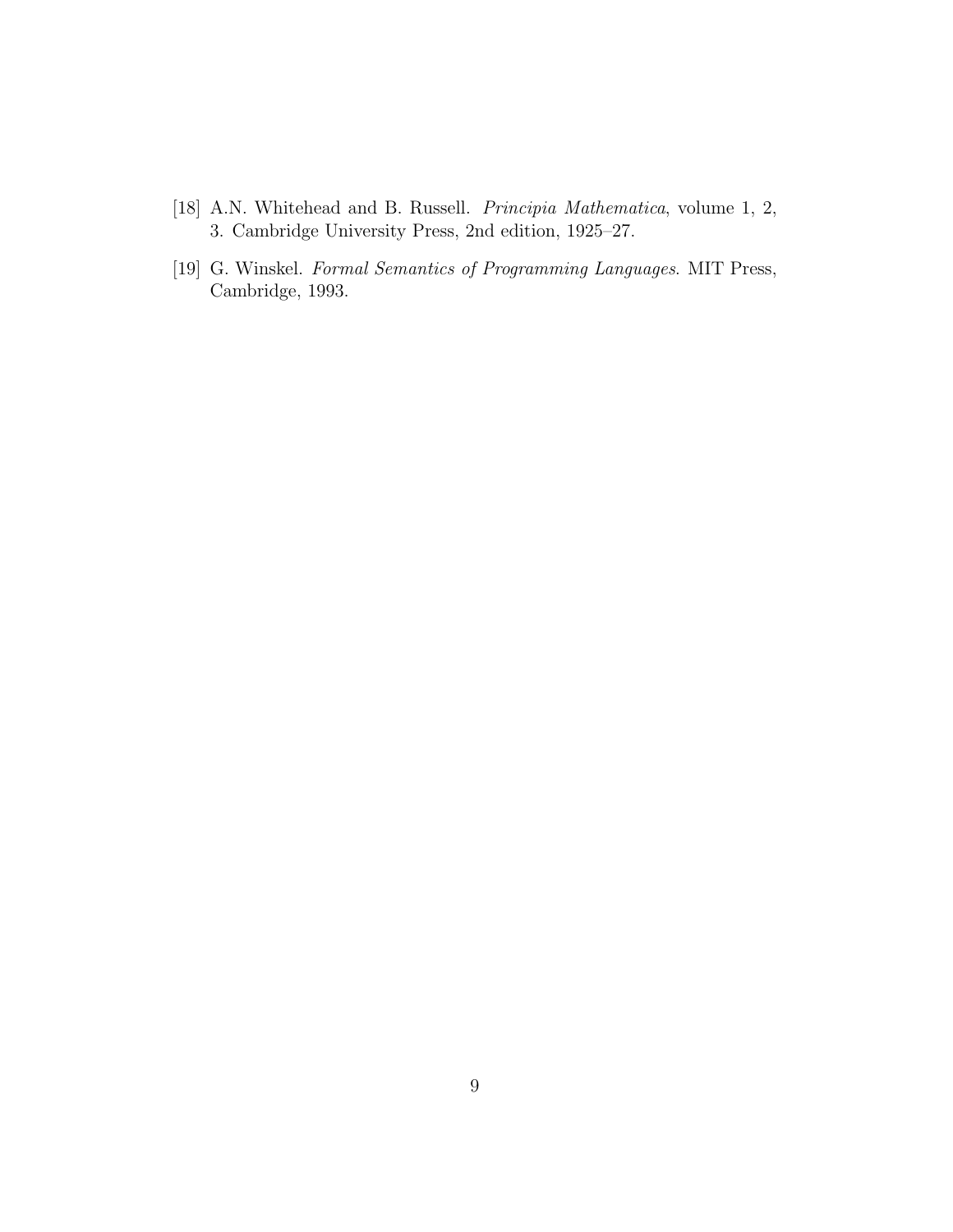[18] A.N. Whitehead and B. Russell. *Principia Mathematica*, volume 1, 2, 3. Cambridge University Press, 2nd edition, 1925–27.

[19] G. Winskel. *Formal Semantics of Programming Languages*. MIT Press, Cambridge, 1993.